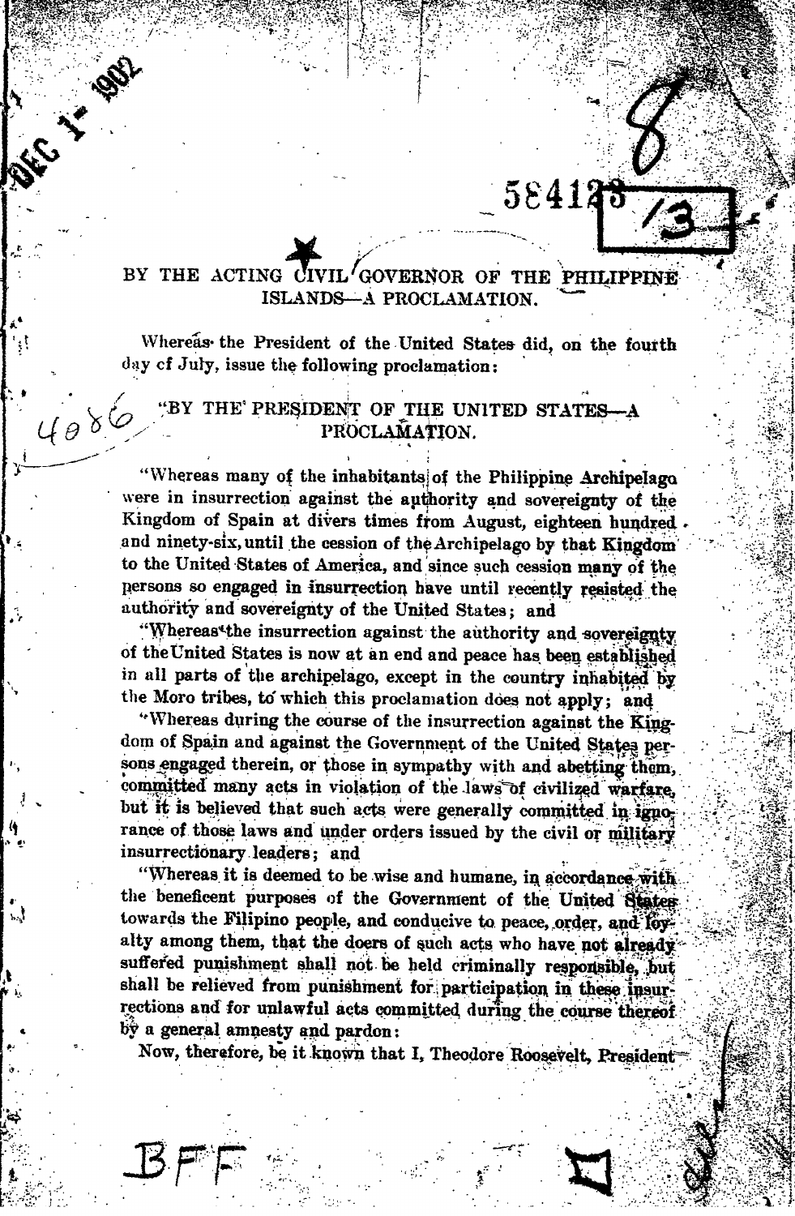DEC 1 1902

584123 /3

# BY THE ACTING CIVIL GOVERNOR OF THE PHILIPPINE ISLANDS—A PROCLAMATION.

Whereas the President of the United States did, on the fourth day of July, issue the following proclamation:

4086

## "BY THE PRESIDENT OF THE UNITED STATES—A PROCLAMATION.

"Whereas many of the inhabitants of the Philippine Archipelago were in insurrection against the authority and sovereignty of the Kingdom of Spain at divers times from August, eighteen hundred and ninety-six, until the cession of the Archipelago by that Kingdom to the United States of America, and since such cession many of the persons so engaged in insurrection have until recently resisted the authority and sovereignty of the United States; and

"Whereas the insurrection against the authority and sovereignty of the United States is now at an end and peace has been established in all parts of the archipelago, except in the country inhabited by the Moro tribes, to which this proclamation does not apply; and

"Whereas during the course of the insurrection against the Kingdom of Spain and against the Government of the United States persons engaged therein, or those in sympathy with and abetting them, committed many acts in violation of the laws of civilized warfare, but it is believed that such acts were generally committed in ignorance of those laws and under orders issued by the civil or military insurrectionary leaders; and

"Whereas it is deemed to be wise and humane, in accordance with the beneficent purposes of the Government of the United States towards the Filipino people, and conducive to peace, order, and loyalty among them, that the doers of such acts who have not already suffered punishment shall not be held criminally responsible, but shall be relieved from punishment for participation in these insurrections and for unlawful acts committed during the course thereof by a general amnesty and pardon:

Now, therefore, be it known that I, Theodore Roosevelt, President

BFF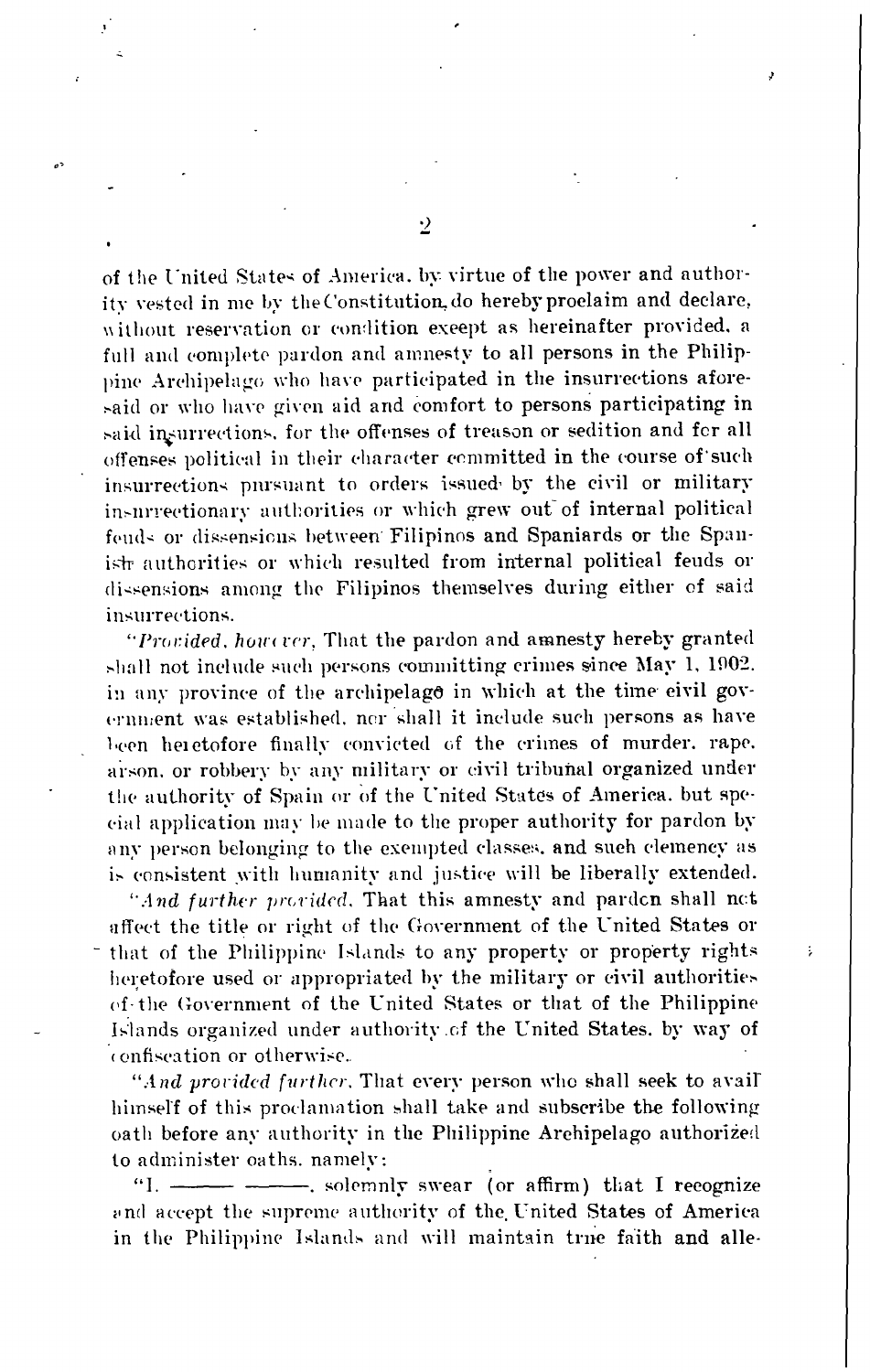of the United States of America, by virtue of the power and authority vested in me by the Constitution, do hereby proclaim and declare, without reservation or condition except as hereinafter provided, a full and complete pardon and amnesty to all persons in the Philippine Archipelago who have participated in the insurrections aforesaid or who have given aid and comfort to persons participating in said insurrections, for the offenses of treason or sedition and for all offenses political in their character committed in the course of such insurrections pursuant to orders issued by the civil or military insurrectionary authorities or which grew out of internal political feuds or dissensions between Filipinos and Spaniards or the Spanish authorities or which resulted from internal political feuds or dissensions among the Filipinos themselves during either of said insurrections.

"*Provided, however*, That the pardon and amnesty hereby granted shall not include such persons committing crimes since May 1, 1902, in any province of the archipelago in which at the time civil government was established, nor shall it include such persons as have been heretofore finally convicted of the crimes of murder, rape, arson, or robbery by any military or civil tribunal organized under the authority of Spain or of the United States of America, but special application may be made to the proper authority for pardon by any person belonging to the exempted classes, and such clemency as is consistent with humanity and justice will be liberally extended.

"*And further provided*, That this amnesty and pardon shall not affect the title or right of the Government of the United States or that of the Philippine Islands to any property or property rights heretofore used or appropriated by the military or civil authorities of the Government of the United States or that of the Philippine Islands organized under authority of the United States, by way of confiscation or otherwise.

"*And provided further*, That every person who shall seek to avail himself of this proclamation shall take and subscribe the following oath before any authority in the Philippine Archipelago authorized to administer oaths, namely:

"I, ——— ———, solemnly swear (or affirm) that I recognize and accept the supreme authority of the United States of America in the Philippine Islands and will maintain true faith and alle-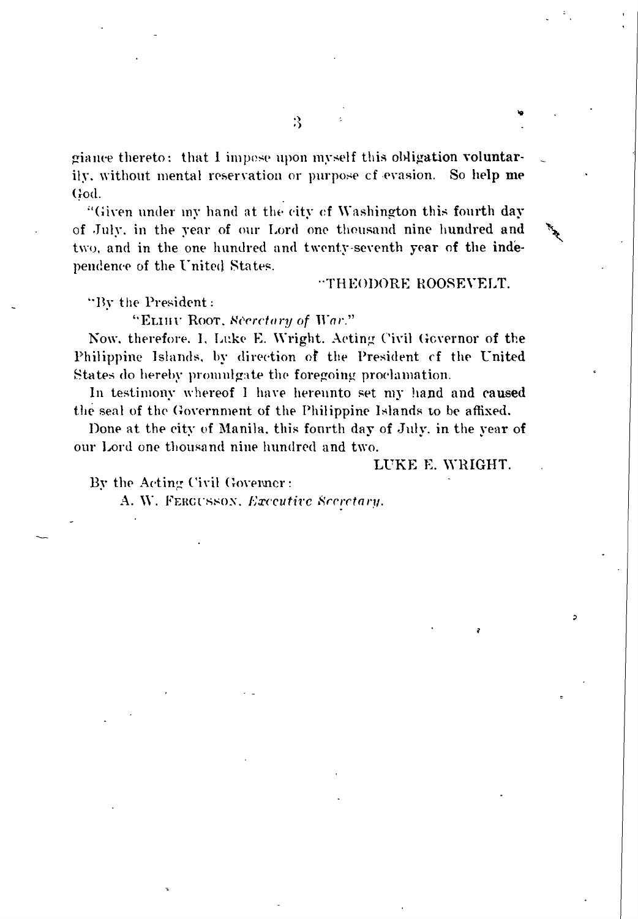giance thereto: that I impose upon myself this obligation voluntarily, without mental reservation or purpose of evasion. So help me God.

"Given under my hand at the city of Washington this fourth day of July, in the year of our Lord one thousand nine hundred and two, and in the one hundred and twenty-seventh year of the independence of the United States.

"THEODORE ROOSEVELT.

"By the President:

"ELIHU ROOT, *Secretary of War.*"

Now, therefore, I, Luke E. Wright, Acting Civil Governor of the Philippine Islands, by direction of the President of the United States do hereby promulgate the foregoing proclamation.

In testimony whereof I have hereunto set my hand and caused the seal of the Government of the Philippine Islands to be affixed.

Done at the city of Manila, this fourth day of July, in the year of our Lord one thousand nine hundred and two.

LUKE E. WRIGHT.

By the Acting Civil Governor:

A. W. FERGUSSON, *Executive Secretary.*